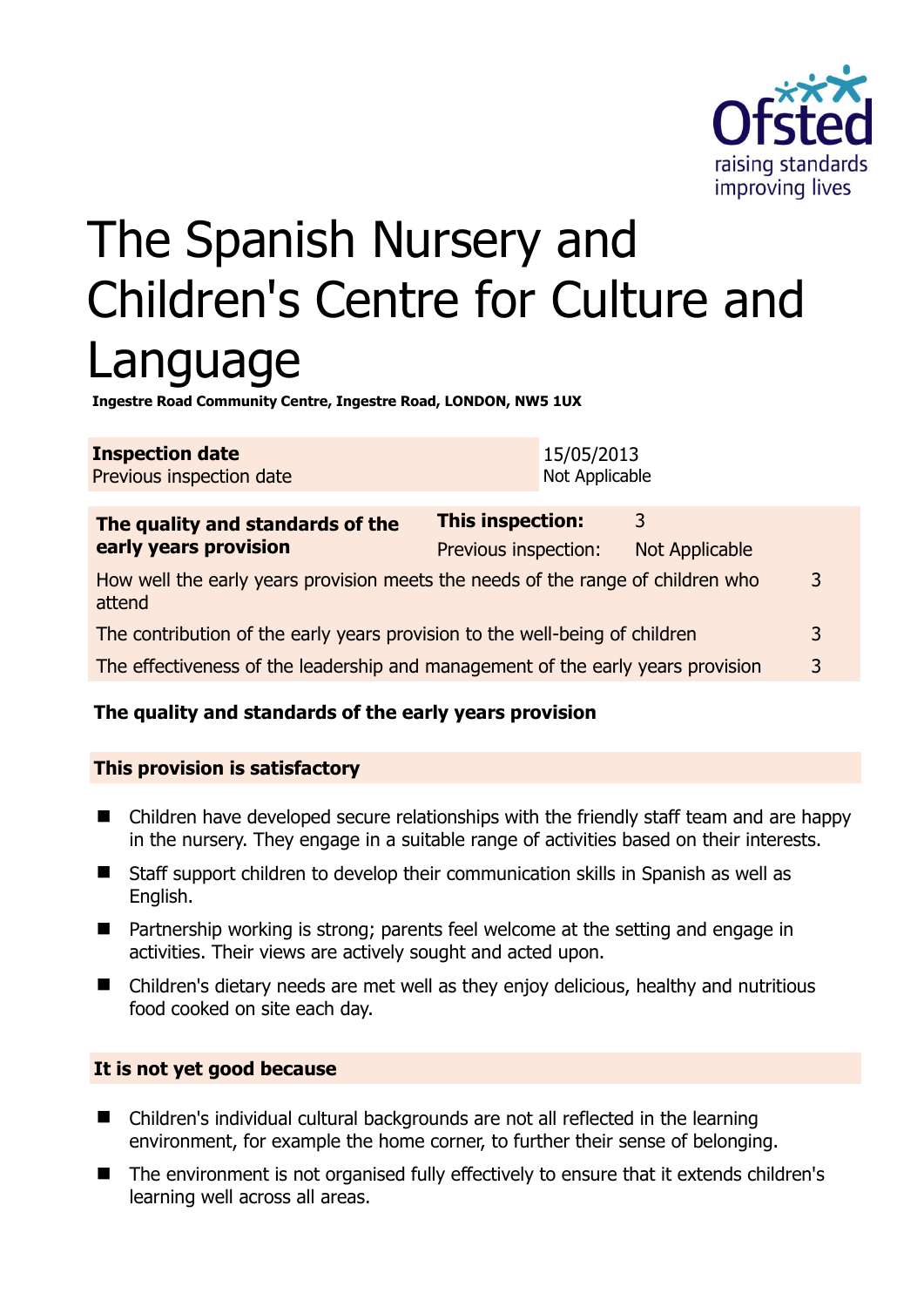# The Spanish Nursery and Children's Centre for Culture and Language

**Ingestre Road Community Centre, Ingestre Road, LONDON, NW5 1UX**

| | |
|---|---|
| **Inspection date** | 15/05/2013 |
| Previous inspection date | Not Applicable |

| **The quality and standards of the early years provision** | **This inspection:** | 3 |
|---|---|---|
| | Previous inspection: | Not Applicable |
| How well the early years provision meets the needs of the range of children who attend | | 3 |
| The contribution of the early years provision to the well-being of children | | 3 |
| The effectiveness of the leadership and management of the early years provision | | 3 |

### The quality and standards of the early years provision

#### This provision is satisfactory

- Children have developed secure relationships with the friendly staff team and are happy in the nursery. They engage in a suitable range of activities based on their interests.
- Staff support children to develop their communication skills in Spanish as well as English.
- Partnership working is strong; parents feel welcome at the setting and engage in activities. Their views are actively sought and acted upon.
- Children's dietary needs are met well as they enjoy delicious, healthy and nutritious food cooked on site each day.

#### It is not yet good because

- Children's individual cultural backgrounds are not all reflected in the learning environment, for example the home corner, to further their sense of belonging.
- The environment is not organised fully effectively to ensure that it extends children's learning well across all areas.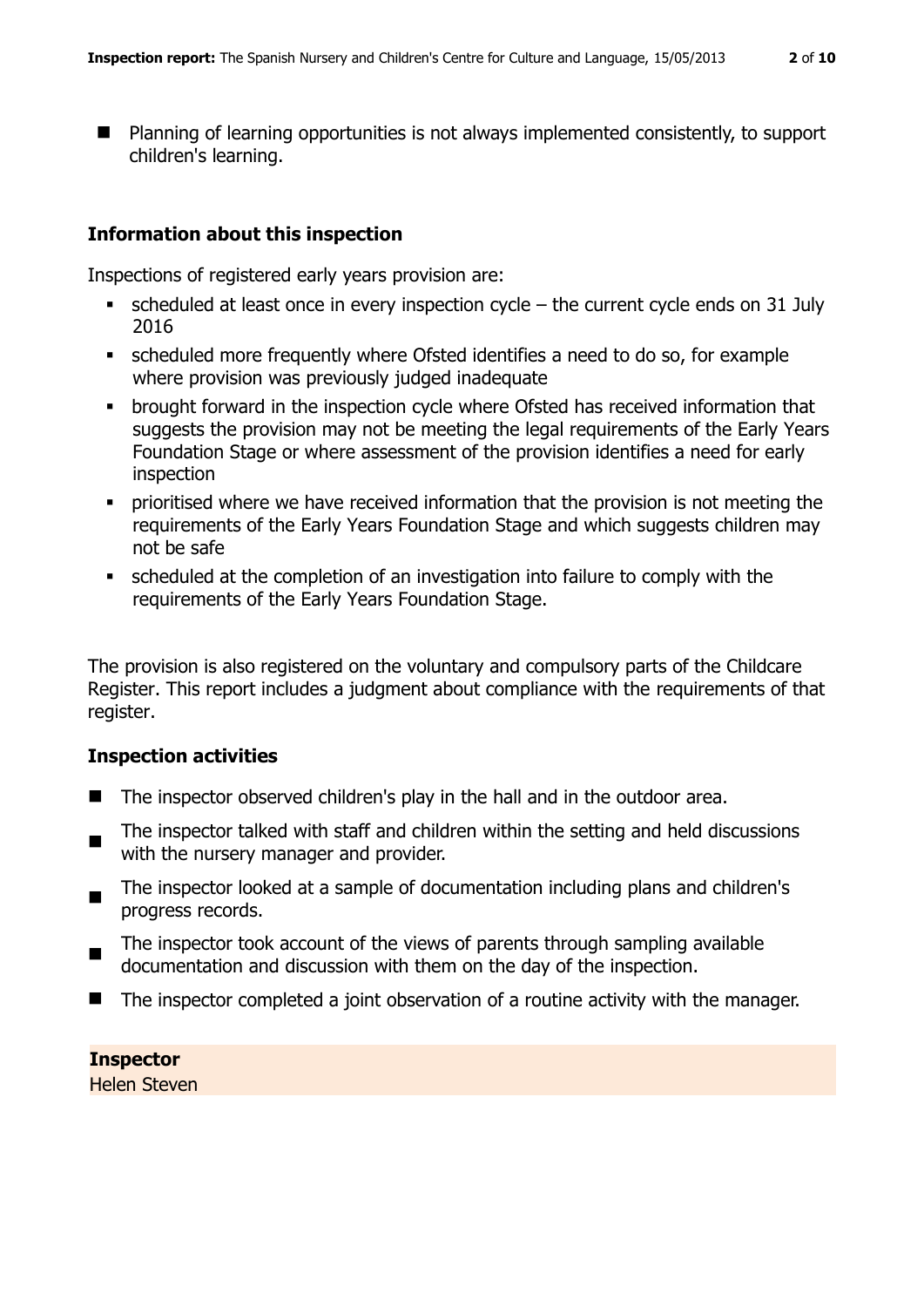- Planning of learning opportunities is not always implemented consistently, to support children's learning.

## Information about this inspection

Inspections of registered early years provision are:

- scheduled at least once in every inspection cycle – the current cycle ends on 31 July 2016
- scheduled more frequently where Ofsted identifies a need to do so, for example where provision was previously judged inadequate
- brought forward in the inspection cycle where Ofsted has received information that suggests the provision may not be meeting the legal requirements of the Early Years Foundation Stage or where assessment of the provision identifies a need for early inspection
- prioritised where we have received information that the provision is not meeting the requirements of the Early Years Foundation Stage and which suggests children may not be safe
- scheduled at the completion of an investigation into failure to comply with the requirements of the Early Years Foundation Stage.

The provision is also registered on the voluntary and compulsory parts of the Childcare Register. This report includes a judgment about compliance with the requirements of that register.

## Inspection activities

- The inspector observed children's play in the hall and in the outdoor area.
- The inspector talked with staff and children within the setting and held discussions with the nursery manager and provider.
- The inspector looked at a sample of documentation including plans and children's progress records.
- The inspector took account of the views of parents through sampling available documentation and discussion with them on the day of the inspection.
- The inspector completed a joint observation of a routine activity with the manager.

**Inspector**

Helen Steven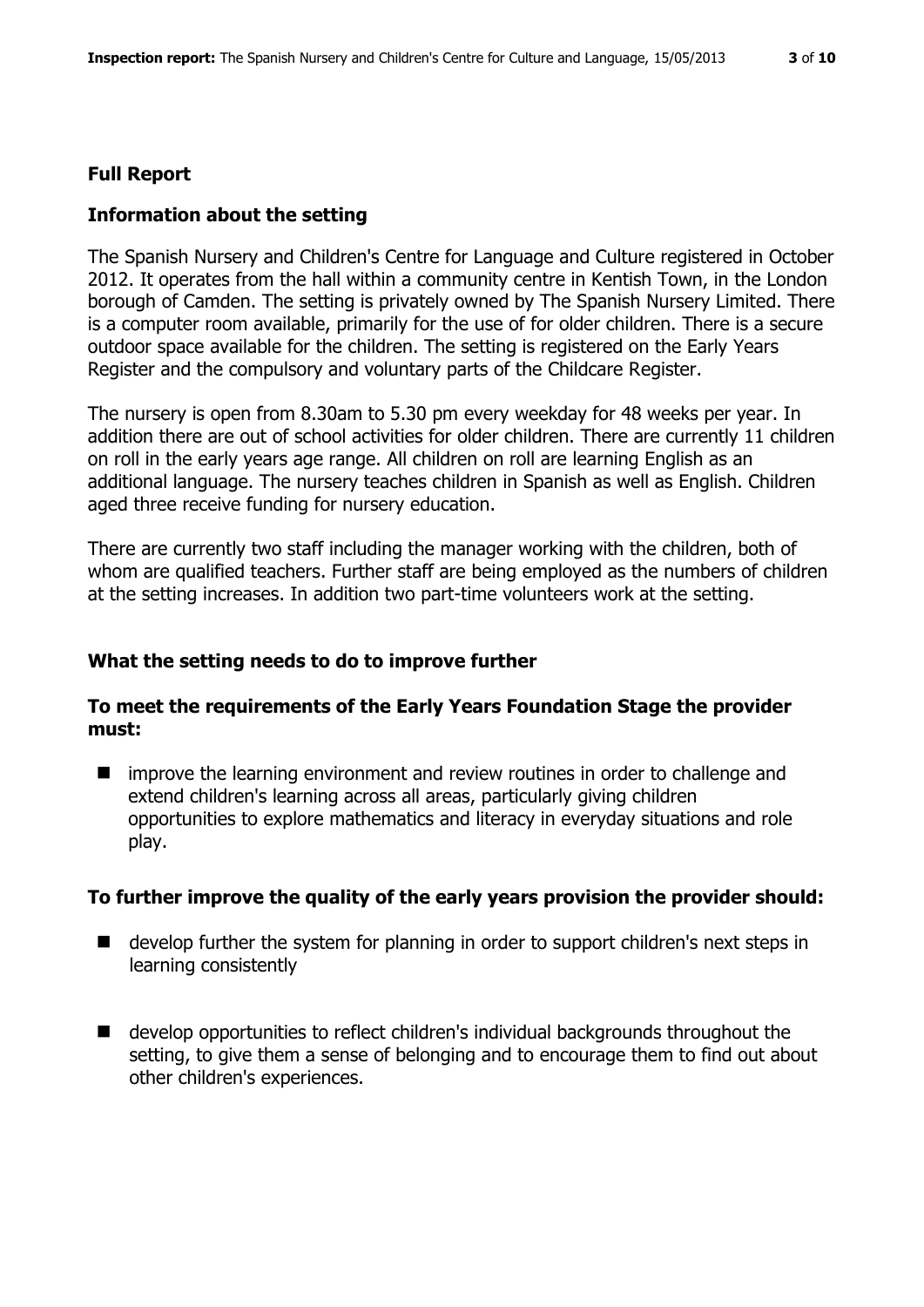## Full Report

### Information about the setting

The Spanish Nursery and Children's Centre for Language and Culture registered in October 2012. It operates from the hall within a community centre in Kentish Town, in the London borough of Camden. The setting is privately owned by The Spanish Nursery Limited. There is a computer room available, primarily for the use of for older children. There is a secure outdoor space available for the children. The setting is registered on the Early Years Register and the compulsory and voluntary parts of the Childcare Register.

The nursery is open from 8.30am to 5.30 pm every weekday for 48 weeks per year. In addition there are out of school activities for older children. There are currently 11 children on roll in the early years age range. All children on roll are learning English as an additional language. The nursery teaches children in Spanish as well as English. Children aged three receive funding for nursery education.

There are currently two staff including the manager working with the children, both of whom are qualified teachers. Further staff are being employed as the numbers of children at the setting increases. In addition two part-time volunteers work at the setting.

### What the setting needs to do to improve further

#### To meet the requirements of the Early Years Foundation Stage the provider must:

- improve the learning environment and review routines in order to challenge and extend children's learning across all areas, particularly giving children opportunities to explore mathematics and literacy in everyday situations and role play.

#### To further improve the quality of the early years provision the provider should:

- develop further the system for planning in order to support children's next steps in learning consistently
- develop opportunities to reflect children's individual backgrounds throughout the setting, to give them a sense of belonging and to encourage them to find out about other children's experiences.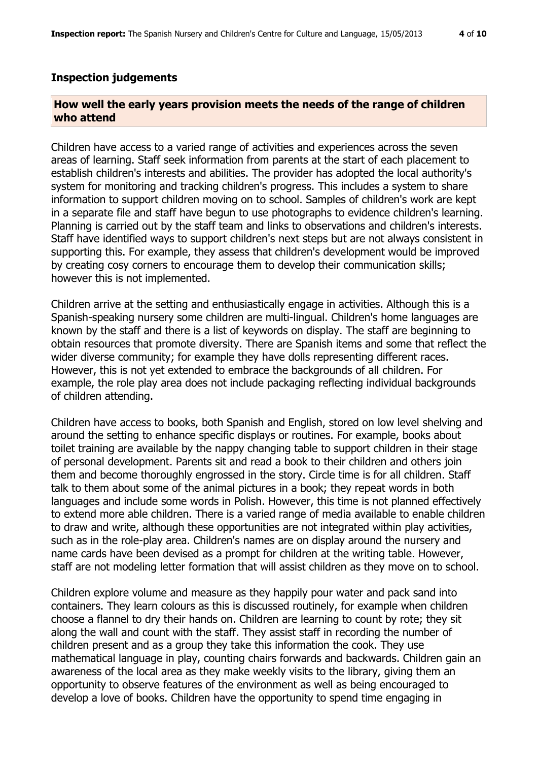## Inspection judgements

### How well the early years provision meets the needs of the range of children who attend

Children have access to a varied range of activities and experiences across the seven areas of learning. Staff seek information from parents at the start of each placement to establish children's interests and abilities. The provider has adopted the local authority's system for monitoring and tracking children's progress. This includes a system to share information to support children moving on to school. Samples of children's work are kept in a separate file and staff have begun to use photographs to evidence children's learning. Planning is carried out by the staff team and links to observations and children's interests. Staff have identified ways to support children's next steps but are not always consistent in supporting this. For example, they assess that children's development would be improved by creating cosy corners to encourage them to develop their communication skills; however this is not implemented.

Children arrive at the setting and enthusiastically engage in activities. Although this is a Spanish-speaking nursery some children are multi-lingual. Children's home languages are known by the staff and there is a list of keywords on display. The staff are beginning to obtain resources that promote diversity. There are Spanish items and some that reflect the wider diverse community; for example they have dolls representing different races. However, this is not yet extended to embrace the backgrounds of all children. For example, the role play area does not include packaging reflecting individual backgrounds of children attending.

Children have access to books, both Spanish and English, stored on low level shelving and around the setting to enhance specific displays or routines. For example, books about toilet training are available by the nappy changing table to support children in their stage of personal development. Parents sit and read a book to their children and others join them and become thoroughly engrossed in the story. Circle time is for all children. Staff talk to them about some of the animal pictures in a book; they repeat words in both languages and include some words in Polish. However, this time is not planned effectively to extend more able children. There is a varied range of media available to enable children to draw and write, although these opportunities are not integrated within play activities, such as in the role-play area. Children's names are on display around the nursery and name cards have been devised as a prompt for children at the writing table. However, staff are not modeling letter formation that will assist children as they move on to school.

Children explore volume and measure as they happily pour water and pack sand into containers. They learn colours as this is discussed routinely, for example when children choose a flannel to dry their hands on. Children are learning to count by rote; they sit along the wall and count with the staff. They assist staff in recording the number of children present and as a group they take this information the cook. They use mathematical language in play, counting chairs forwards and backwards. Children gain an awareness of the local area as they make weekly visits to the library, giving them an opportunity to observe features of the environment as well as being encouraged to develop a love of books. Children have the opportunity to spend time engaging in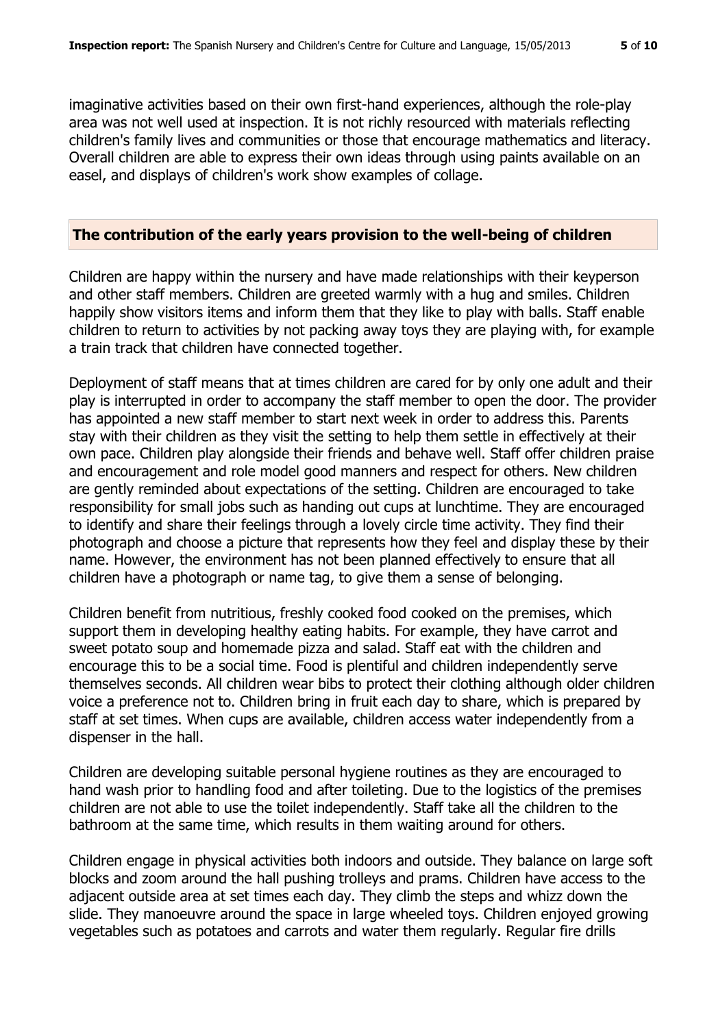imaginative activities based on their own first-hand experiences, although the role-play area was not well used at inspection. It is not richly resourced with materials reflecting children's family lives and communities or those that encourage mathematics and literacy. Overall children are able to express their own ideas through using paints available on an easel, and displays of children's work show examples of collage.

## The contribution of the early years provision to the well-being of children

Children are happy within the nursery and have made relationships with their keyperson and other staff members. Children are greeted warmly with a hug and smiles. Children happily show visitors items and inform them that they like to play with balls. Staff enable children to return to activities by not packing away toys they are playing with, for example a train track that children have connected together.

Deployment of staff means that at times children are cared for by only one adult and their play is interrupted in order to accompany the staff member to open the door. The provider has appointed a new staff member to start next week in order to address this. Parents stay with their children as they visit the setting to help them settle in effectively at their own pace. Children play alongside their friends and behave well. Staff offer children praise and encouragement and role model good manners and respect for others. New children are gently reminded about expectations of the setting. Children are encouraged to take responsibility for small jobs such as handing out cups at lunchtime. They are encouraged to identify and share their feelings through a lovely circle time activity. They find their photograph and choose a picture that represents how they feel and display these by their name. However, the environment has not been planned effectively to ensure that all children have a photograph or name tag, to give them a sense of belonging.

Children benefit from nutritious, freshly cooked food cooked on the premises, which support them in developing healthy eating habits. For example, they have carrot and sweet potato soup and homemade pizza and salad. Staff eat with the children and encourage this to be a social time. Food is plentiful and children independently serve themselves seconds. All children wear bibs to protect their clothing although older children voice a preference not to. Children bring in fruit each day to share, which is prepared by staff at set times. When cups are available, children access water independently from a dispenser in the hall.

Children are developing suitable personal hygiene routines as they are encouraged to hand wash prior to handling food and after toileting. Due to the logistics of the premises children are not able to use the toilet independently. Staff take all the children to the bathroom at the same time, which results in them waiting around for others.

Children engage in physical activities both indoors and outside. They balance on large soft blocks and zoom around the hall pushing trolleys and prams. Children have access to the adjacent outside area at set times each day. They climb the steps and whizz down the slide. They manoeuvre around the space in large wheeled toys. Children enjoyed growing vegetables such as potatoes and carrots and water them regularly. Regular fire drills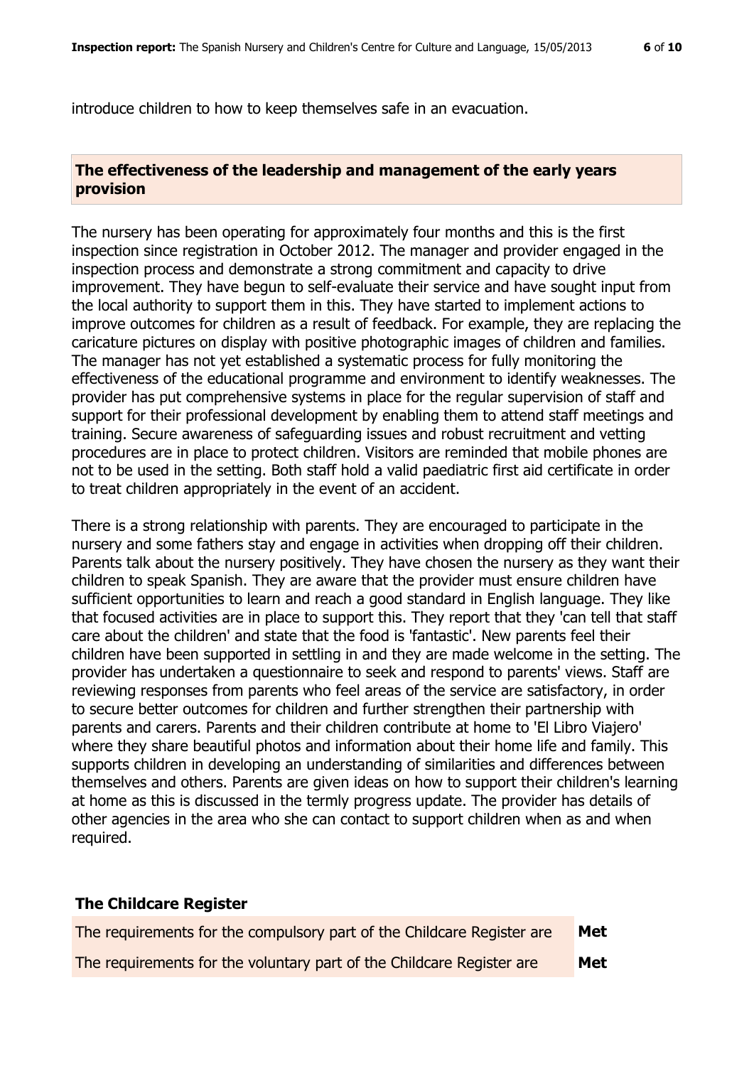introduce children to how to keep themselves safe in an evacuation.

## The effectiveness of the leadership and management of the early years provision

The nursery has been operating for approximately four months and this is the first inspection since registration in October 2012. The manager and provider engaged in the inspection process and demonstrate a strong commitment and capacity to drive improvement. They have begun to self-evaluate their service and have sought input from the local authority to support them in this. They have started to implement actions to improve outcomes for children as a result of feedback. For example, they are replacing the caricature pictures on display with positive photographic images of children and families. The manager has not yet established a systematic process for fully monitoring the effectiveness of the educational programme and environment to identify weaknesses. The provider has put comprehensive systems in place for the regular supervision of staff and support for their professional development by enabling them to attend staff meetings and training. Secure awareness of safeguarding issues and robust recruitment and vetting procedures are in place to protect children. Visitors are reminded that mobile phones are not to be used in the setting. Both staff hold a valid paediatric first aid certificate in order to treat children appropriately in the event of an accident.

There is a strong relationship with parents. They are encouraged to participate in the nursery and some fathers stay and engage in activities when dropping off their children. Parents talk about the nursery positively. They have chosen the nursery as they want their children to speak Spanish. They are aware that the provider must ensure children have sufficient opportunities to learn and reach a good standard in English language. They like that focused activities are in place to support this. They report that they 'can tell that staff care about the children' and state that the food is 'fantastic'. New parents feel their children have been supported in settling in and they are made welcome in the setting. The provider has undertaken a questionnaire to seek and respond to parents' views. Staff are reviewing responses from parents who feel areas of the service are satisfactory, in order to secure better outcomes for children and further strengthen their partnership with parents and carers. Parents and their children contribute at home to 'El Libro Viajero' where they share beautiful photos and information about their home life and family. This supports children in developing an understanding of similarities and differences between themselves and others. Parents are given ideas on how to support their children's learning at home as this is discussed in the termly progress update. The provider has details of other agencies in the area who she can contact to support children when as and when required.

## The Childcare Register

| | |
|---|---|
| The requirements for the compulsory part of the Childcare Register are | **Met** |
| The requirements for the voluntary part of the Childcare Register are | **Met** |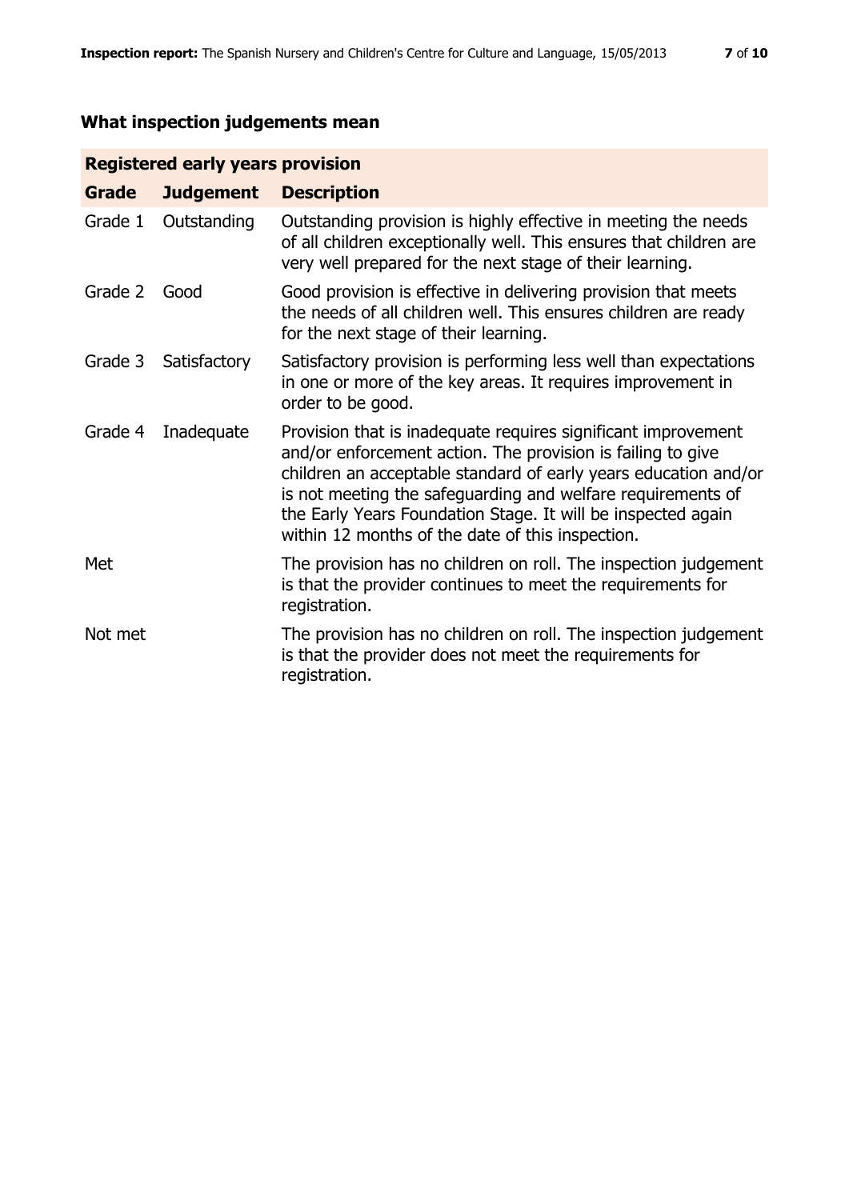## What inspection judgements mean

| Registered early years provision | | |
|---|---|---|
| **Grade** | **Judgement** | **Description** |
| Grade 1 | Outstanding | Outstanding provision is highly effective in meeting the needs of all children exceptionally well. This ensures that children are very well prepared for the next stage of their learning. |
| Grade 2 | Good | Good provision is effective in delivering provision that meets the needs of all children well. This ensures children are ready for the next stage of their learning. |
| Grade 3 | Satisfactory | Satisfactory provision is performing less well than expectations in one or more of the key areas. It requires improvement in order to be good. |
| Grade 4 | Inadequate | Provision that is inadequate requires significant improvement and/or enforcement action. The provision is failing to give children an acceptable standard of early years education and/or is not meeting the safeguarding and welfare requirements of the Early Years Foundation Stage. It will be inspected again within 12 months of the date of this inspection. |
| Met | | The provision has no children on roll. The inspection judgement is that the provider continues to meet the requirements for registration. |
| Not met | | The provision has no children on roll. The inspection judgement is that the provider does not meet the requirements for registration. |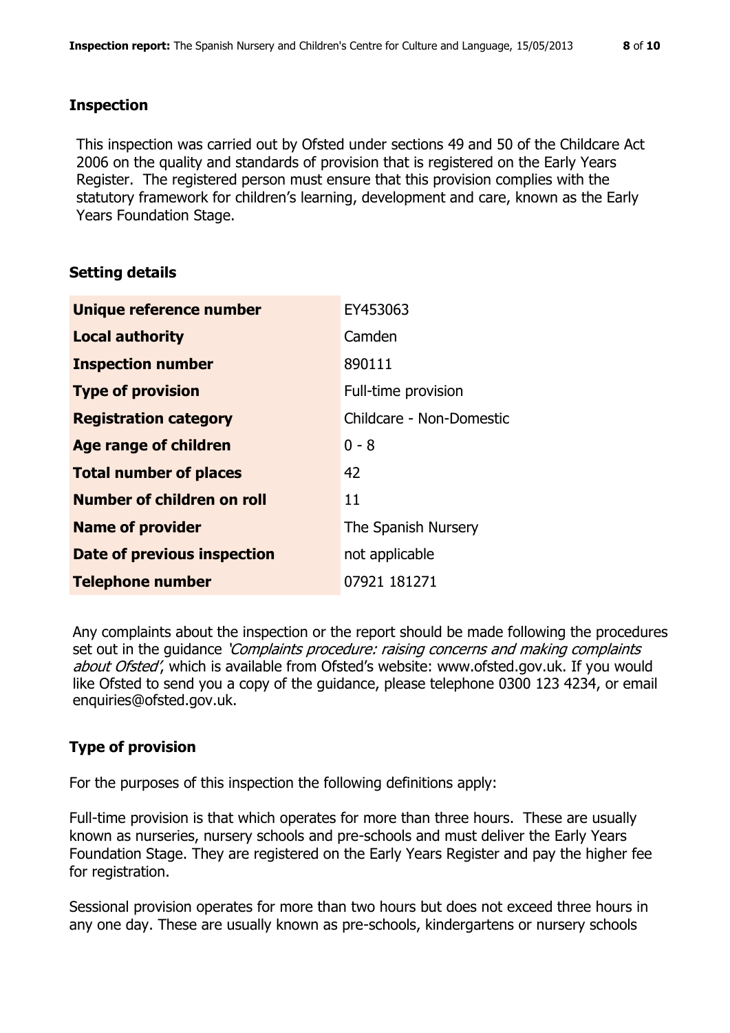## Inspection

This inspection was carried out by Ofsted under sections 49 and 50 of the Childcare Act 2006 on the quality and standards of provision that is registered on the Early Years Register. The registered person must ensure that this provision complies with the statutory framework for children's learning, development and care, known as the Early Years Foundation Stage.

## Setting details

| | |
|---|---|
| **Unique reference number** | EY453063 |
| **Local authority** | Camden |
| **Inspection number** | 890111 |
| **Type of provision** | Full-time provision |
| **Registration category** | Childcare - Non-Domestic |
| **Age range of children** | 0 - 8 |
| **Total number of places** | 42 |
| **Number of children on roll** | 11 |
| **Name of provider** | The Spanish Nursery |
| **Date of previous inspection** | not applicable |
| **Telephone number** | 07921 181271 |

Any complaints about the inspection or the report should be made following the procedures set out in the guidance *'Complaints procedure: raising concerns and making complaints about Ofsted'*, which is available from Ofsted's website: www.ofsted.gov.uk. If you would like Ofsted to send you a copy of the guidance, please telephone 0300 123 4234, or email enquiries@ofsted.gov.uk.

## Type of provision

For the purposes of this inspection the following definitions apply:

Full-time provision is that which operates for more than three hours. These are usually known as nurseries, nursery schools and pre-schools and must deliver the Early Years Foundation Stage. They are registered on the Early Years Register and pay the higher fee for registration.

Sessional provision operates for more than two hours but does not exceed three hours in any one day. These are usually known as pre-schools, kindergartens or nursery schools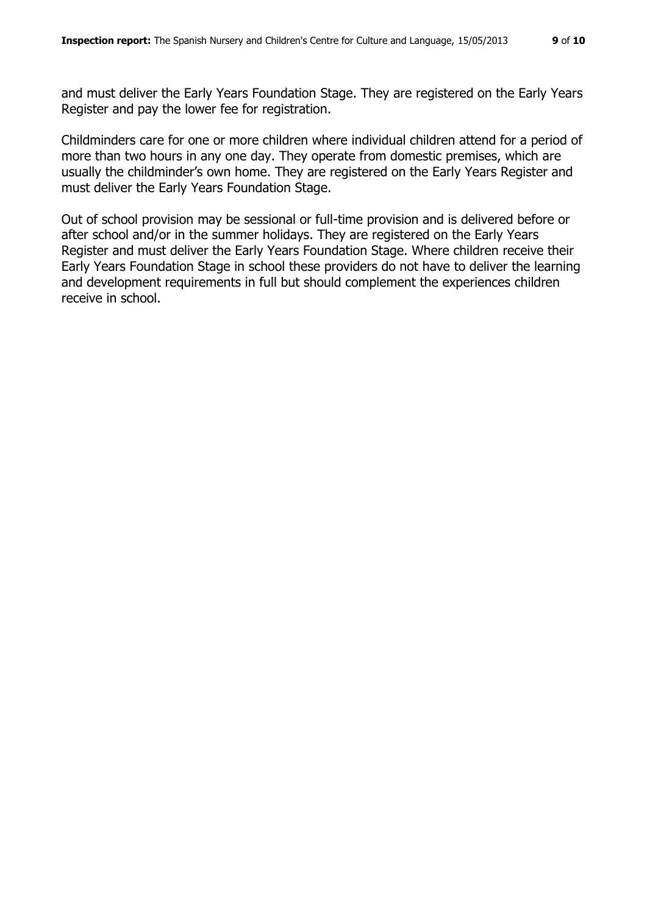and must deliver the Early Years Foundation Stage. They are registered on the Early Years Register and pay the lower fee for registration.

Childminders care for one or more children where individual children attend for a period of more than two hours in any one day. They operate from domestic premises, which are usually the childminder's own home. They are registered on the Early Years Register and must deliver the Early Years Foundation Stage.

Out of school provision may be sessional or full-time provision and is delivered before or after school and/or in the summer holidays. They are registered on the Early Years Register and must deliver the Early Years Foundation Stage. Where children receive their Early Years Foundation Stage in school these providers do not have to deliver the learning and development requirements in full but should complement the experiences children receive in school.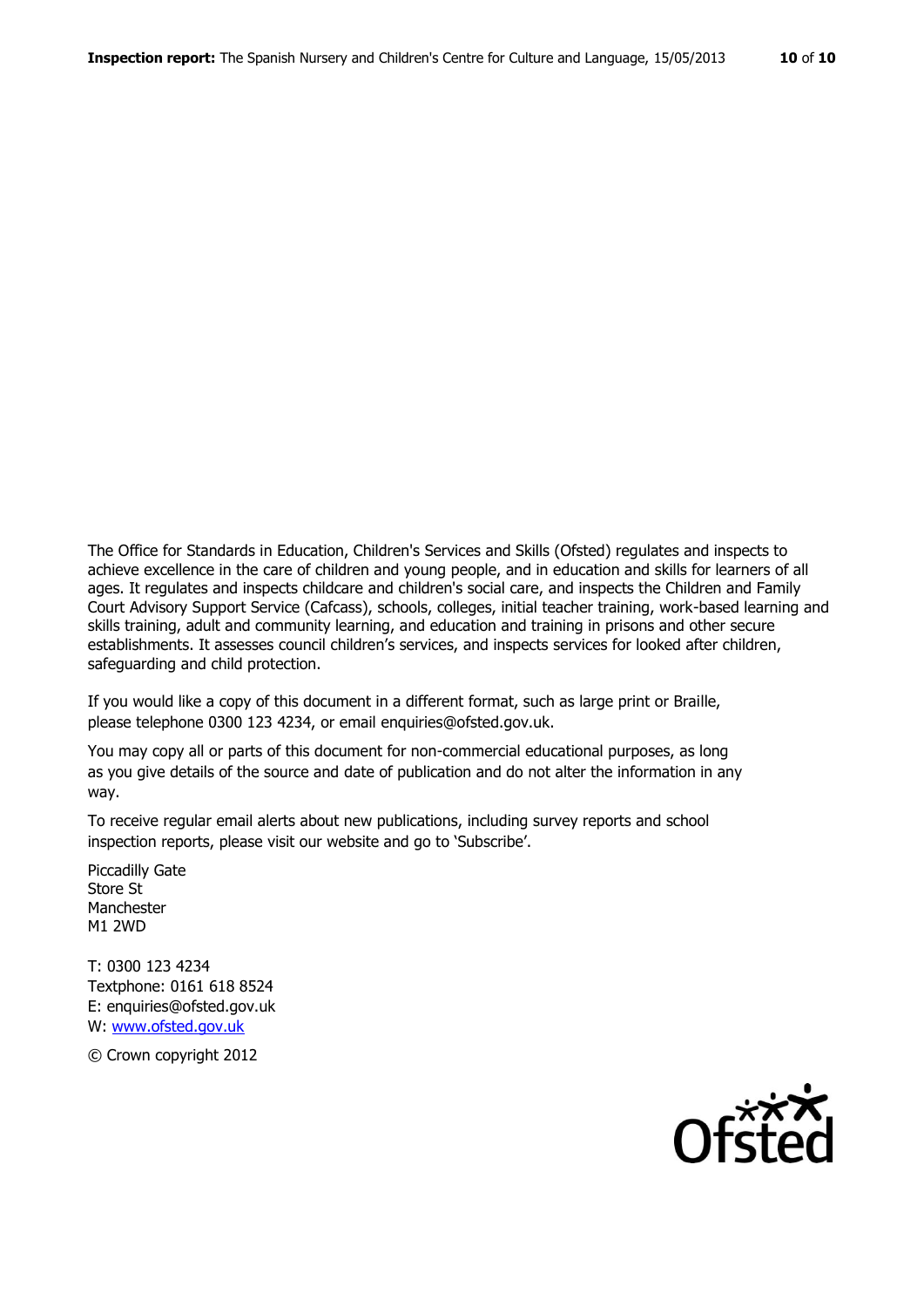The Office for Standards in Education, Children's Services and Skills (Ofsted) regulates and inspects to achieve excellence in the care of children and young people, and in education and skills for learners of all ages. It regulates and inspects childcare and children's social care, and inspects the Children and Family Court Advisory Support Service (Cafcass), schools, colleges, initial teacher training, work-based learning and skills training, adult and community learning, and education and training in prisons and other secure establishments. It assesses council children's services, and inspects services for looked after children, safeguarding and child protection.

If you would like a copy of this document in a different format, such as large print or Braille, please telephone 0300 123 4234, or email enquiries@ofsted.gov.uk.

You may copy all or parts of this document for non-commercial educational purposes, as long as you give details of the source and date of publication and do not alter the information in any way.

To receive regular email alerts about new publications, including survey reports and school inspection reports, please visit our website and go to 'Subscribe'.

Piccadilly Gate
Store St
Manchester
M1 2WD

T: 0300 123 4234
Textphone: 0161 618 8524
E: enquiries@ofsted.gov.uk
W: www.ofsted.gov.uk

© Crown copyright 2012

Ofsted